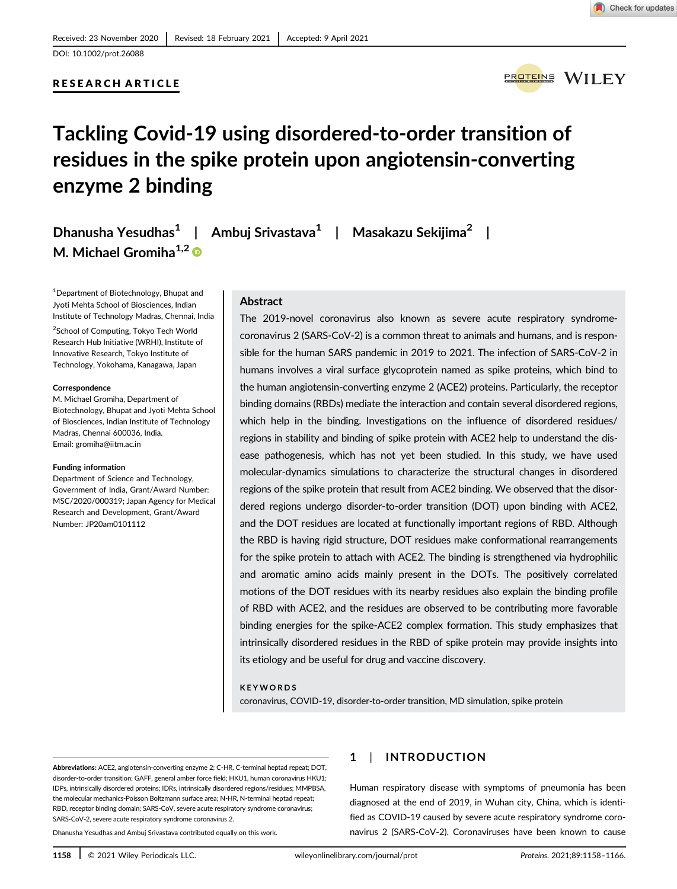Received: 23 November 2020 | Revised: 18 February 2021 | Accepted: 9 April 2021

DOI: 10.1002/prot.26088

**RESEARCH ARTICLE**

# Tackling Covid-19 using disordered-to-order transition of residues in the spike protein upon angiotensin-converting enzyme 2 binding

**Dhanusha Yesudhas[1] | Ambuj Srivastava[1] | Masakazu Sekijima[2] | M. Michael Gromiha[1,2]**

[1]Department of Biotechnology, Bhupat and Jyoti Mehta School of Biosciences, Indian Institute of Technology Madras, Chennai, India

[2]School of Computing, Tokyo Tech World Research Hub Initiative (WRHI), Institute of Innovative Research, Tokyo Institute of Technology, Yokohama, Kanagawa, Japan

**Correspondence**
M. Michael Gromiha, Department of Biotechnology, Bhupat and Jyoti Mehta School of Biosciences, Indian Institute of Technology Madras, Chennai 600036, India.
Email: gromiha@iitm.ac.in

**Funding information**
Department of Science and Technology, Government of India, Grant/Award Number: MSC/2020/000319; Japan Agency for Medical Research and Development, Grant/Award Number: JP20am0101112

## Abstract

The 2019-novel coronavirus also known as severe acute respiratory syndrome-coronavirus 2 (SARS-CoV-2) is a common threat to animals and humans, and is responsible for the human SARS pandemic in 2019 to 2021. The infection of SARS-CoV-2 in humans involves a viral surface glycoprotein named as spike proteins, which bind to the human angiotensin-converting enzyme 2 (ACE2) proteins. Particularly, the receptor binding domains (RBDs) mediate the interaction and contain several disordered regions, which help in the binding. Investigations on the influence of disordered residues/regions in stability and binding of spike protein with ACE2 help to understand the disease pathogenesis, which has not yet been studied. In this study, we have used molecular-dynamics simulations to characterize the structural changes in disordered regions of the spike protein that result from ACE2 binding. We observed that the disordered regions undergo disorder-to-order transition (DOT) upon binding with ACE2, and the DOT residues are located at functionally important regions of RBD. Although the RBD is having rigid structure, DOT residues make conformational rearrangements for the spike protein to attach with ACE2. The binding is strengthened via hydrophilic and aromatic amino acids mainly present in the DOTs. The positively correlated motions of the DOT residues with its nearby residues also explain the binding profile of RBD with ACE2, and the residues are observed to be contributing more favorable binding energies for the spike-ACE2 complex formation. This study emphasizes that intrinsically disordered residues in the RBD of spike protein may provide insights into its etiology and be useful for drug and vaccine discovery.

**KEYWORDS**

coronavirus, COVID-19, disorder-to-order transition, MD simulation, spike protein

## 1 | INTRODUCTION

Human respiratory disease with symptoms of pneumonia has been diagnosed at the end of 2019, in Wuhan city, China, which is identified as COVID-19 caused by severe acute respiratory syndrome coronavirus 2 (SARS-CoV-2). Coronaviruses have been known to cause

**Abbreviations:** ACE2, angiotensin-converting enzyme 2; C-HR, C-terminal heptad repeat; DOT, disorder-to-order transition; GAFF, general amber force field; HKU1, human coronavirus HKU1; IDPs, intrinsically disordered proteins; IDRs, intrinsically disordered regions/residues; MMPBSA, the molecular mechanics-Poisson Boltzmann surface area; N-HR, N-terminal heptad repeat; RBD, receptor binding domain; SARS-CoV, severe acute respiratory syndrome coronavirus; SARS-CoV-2, severe acute respiratory syndrome coronavirus 2.

Dhanusha Yesudhas and Ambuj Srivastava contributed equally on this work.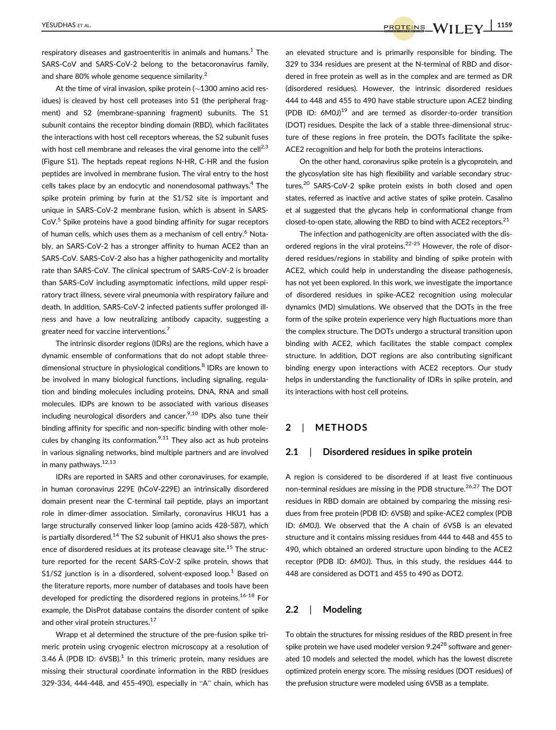respiratory diseases and gastroenteritis in animals and humans.[1] The SARS-CoV and SARS-CoV-2 belong to the betacoronavirus family, and share 80% whole genome sequence similarity.[2]

At the time of viral invasion, spike protein (~1300 amino acid residues) is cleaved by host cell proteases into S1 (the peripheral fragment) and S2 (membrane-spanning fragment) subunits. The S1 subunit contains the receptor binding domain (RBD), which facilitates the interactions with host cell receptors whereas, the S2 subunit fuses with host cell membrane and releases the viral genome into the cell[2,3] (Figure S1). The heptads repeat regions N-HR, C-HR and the fusion peptides are involved in membrane fusion. The viral entry to the host cells takes place by an endocytic and nonendosomal pathways.[4] The spike protein priming by furin at the S1/S2 site is important and unique in SARS-CoV-2 membrane fusion, which is absent in SARS-CoV.[5] Spike proteins have a good binding affinity for sugar receptors of human cells, which uses them as a mechanism of cell entry.[6] Notably, an SARS-CoV-2 has a stronger affinity to human ACE2 than an SARS-CoV. SARS-CoV-2 also has a higher pathogenicity and mortality rate than SARS-CoV. The clinical spectrum of SARS-CoV-2 is broader than SARS-CoV including asymptomatic infections, mild upper respiratory tract illness, severe viral pneumonia with respiratory failure and death. In addition, SARS-CoV-2 infected patients suffer prolonged illness and have a low neutralizing antibody capacity, suggesting a greater need for vaccine interventions.[7]

The intrinsic disorder regions (IDRs) are the regions, which have a dynamic ensemble of conformations that do not adopt stable three-dimensional structure in physiological conditions.[8] IDRs are known to be involved in many biological functions, including signaling, regulation and binding molecules including proteins, DNA, RNA and small molecules. IDPs are known to be associated with various diseases including neurological disorders and cancer.[9,10] IDPs also tune their binding affinity for specific and non-specific binding with other molecules by changing its conformation.[9,11] They also act as hub proteins in various signaling networks, bind multiple partners and are involved in many pathways.[12,13]

IDRs are reported in SARS and other coronaviruses, for example, in human coronavirus 229E (hCoV-229E) an intrinsically disordered domain present near the C-terminal tail peptide, plays an important role in dimer-dimer association. Similarly, coronavirus HKU1 has a large structurally conserved linker loop (amino acids 428-587), which is partially disordered.[14] The S2 subunit of HKU1 also shows the presence of disordered residues at its protease cleavage site.[15] The structure reported for the recent SARS-CoV-2 spike protein, shows that S1/S2 junction is in a disordered, solvent-exposed loop.[1] Based on the literature reports, more number of databases and tools have been developed for predicting the disordered regions in proteins.[16-18] For example, the DisProt database contains the disorder content of spike and other viral protein structures.[17]

Wrapp et al determined the structure of the pre-fusion spike trimeric protein using cryogenic electron microscopy at a resolution of 3.46 Å (PDB ID: 6VSB).[1] In this trimeric protein, many residues are missing their structural coordinate information in the RBD (residues 329-334, 444-448, and 455-490), especially in "A" chain, which has an elevated structure and is primarily responsible for binding. The 329 to 334 residues are present at the N-terminal of RBD and disordered in free protein as well as in the complex and are termed as DR (disordered residues). However, the intrinsic disordered residues 444 to 448 and 455 to 490 have stable structure upon ACE2 binding (PDB ID: 6M0J)[19] and are termed as disorder-to-order transition (DOT) residues. Despite the lack of a stable three-dimensional structure of these regions in free protein, the DOTs facilitate the spike-ACE2 recognition and help for both the proteins interactions.

On the other hand, coronavirus spike protein is a glycoprotein, and the glycosylation site has high flexibility and variable secondary structures.[20] SARS-CoV-2 spike protein exists in both closed and open states, referred as inactive and active states of spike protein. Casalino et al suggested that the glycans help in conformational change from closed-to-open state, allowing the RBD to bind with ACE2 receptors.[21]

The infection and pathogenicity are often associated with the disordered regions in the viral proteins.[22-25] However, the role of disordered residues/regions in stability and binding of spike protein with ACE2, which could help in understanding the disease pathogenesis, has not yet been explored. In this work, we investigate the importance of disordered residues in spike-ACE2 recognition using molecular dynamics (MD) simulations. We observed that the DOTs in the free form of the spike protein experience very high fluctuations more than the complex structure. The DOTs undergo a structural transition upon binding with ACE2, which facilitates the stable compact complex structure. In addition, DOT regions are also contributing significant binding energy upon interactions with ACE2 receptors. Our study helps in understanding the functionality of IDRs in spike protein, and its interactions with host cell proteins.

## 2 | METHODS

### 2.1 | Disordered residues in spike protein

A region is considered to be disordered if at least five continuous non-terminal residues are missing in the PDB structure.[26,27] The DOT residues in RBD domain are obtained by comparing the missing residues from free protein (PDB ID: 6VSB) and spike-ACE2 complex (PDB ID: 6M0J). We observed that the A chain of 6VSB is an elevated structure and it contains missing residues from 444 to 448 and 455 to 490, which obtained an ordered structure upon binding to the ACE2 receptor (PDB ID: 6M0J). Thus, in this study, the residues 444 to 448 are considered as DOT1 and 455 to 490 as DOT2.

### 2.2 | Modeling

To obtain the structures for missing residues of the RBD present in free spike protein we have used modeler version 9.24[28] software and generated 10 models and selected the model, which has the lowest discrete optimized protein energy score. The missing residues (DOT residues) of the prefusion structure were modeled using 6VSB as a template.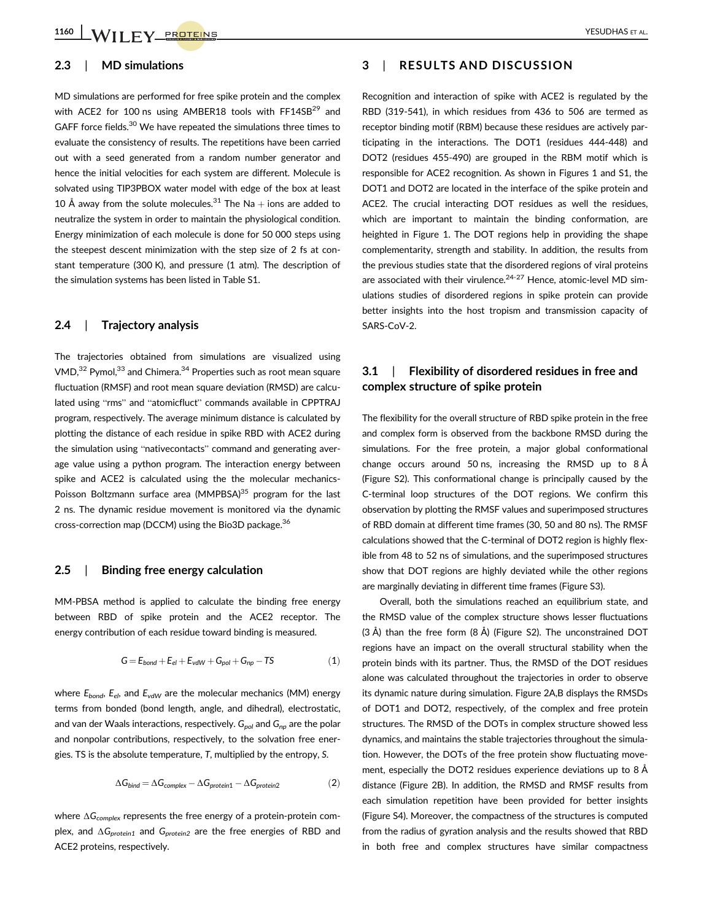## 2.3 | MD simulations

MD simulations are performed for free spike protein and the complex with ACE2 for 100 ns using AMBER18 tools with FF14SB[29] and GAFF force fields.[30] We have repeated the simulations three times to evaluate the consistency of results. The repetitions have been carried out with a seed generated from a random number generator and hence the initial velocities for each system are different. Molecule is solvated using TIP3PBOX water model with edge of the box at least 10 Å away from the solute molecules.[31] The Na + ions are added to neutralize the system in order to maintain the physiological condition. Energy minimization of each molecule is done for 50 000 steps using the steepest descent minimization with the step size of 2 fs at constant temperature (300 K), and pressure (1 atm). The description of the simulation systems has been listed in Table S1.

## 2.4 | Trajectory analysis

The trajectories obtained from simulations are visualized using VMD,[32] Pymol,[33] and Chimera.[34] Properties such as root mean square fluctuation (RMSF) and root mean square deviation (RMSD) are calculated using "rms" and "atomicfluct" commands available in CPPTRAJ program, respectively. The average minimum distance is calculated by plotting the distance of each residue in spike RBD with ACE2 during the simulation using "nativecontacts" command and generating average value using a python program. The interaction energy between spike and ACE2 is calculated using the the molecular mechanics-Poisson Boltzmann surface area (MMPBSA)[35] program for the last 2 ns. The dynamic residue movement is monitored via the dynamic cross-correction map (DCCM) using the Bio3D package.[36]

## 2.5 | Binding free energy calculation

MM-PBSA method is applied to calculate the binding free energy between RBD of spike protein and the ACE2 receptor. The energy contribution of each residue toward binding is measured.

$$G = E_{bond} + E_{el} + E_{vdW} + G_{pol} + G_{np} - TS \tag{1}$$

where $E_{bond}$, $E_{el}$, and $E_{vdW}$ are the molecular mechanics (MM) energy terms from bonded (bond length, angle, and dihedral), electrostatic, and van der Waals interactions, respectively. $G_{pol}$ and $G_{np}$ are the polar and nonpolar contributions, respectively, to the solvation free energies. TS is the absolute temperature, $T$, multiplied by the entropy, $S$.

$$\Delta G_{bind} = \Delta G_{complex} - \Delta G_{protein1} - \Delta G_{protein2} \tag{2}$$

where $\Delta G_{complex}$ represents the free energy of a protein-protein complex, and $\Delta G_{protein1}$ and $G_{protein2}$ are the free energies of RBD and ACE2 proteins, respectively.

# 3 | RESULTS AND DISCUSSION

Recognition and interaction of spike with ACE2 is regulated by the RBD (319-541), in which residues from 436 to 506 are termed as receptor binding motif (RBM) because these residues are actively participating in the interactions. The DOT1 (residues 444-448) and DOT2 (residues 455-490) are grouped in the RBM motif which is responsible for ACE2 recognition. As shown in Figures 1 and S1, the DOT1 and DOT2 are located in the interface of the spike protein and ACE2. The crucial interacting DOT residues as well the residues, which are important to maintain the binding conformation, are heighted in Figure 1. The DOT regions help in providing the shape complementarity, strength and stability. In addition, the results from the previous studies state that the disordered regions of viral proteins are associated with their virulence.[24-27] Hence, atomic-level MD simulations studies of disordered regions in spike protein can provide better insights into the host tropism and transmission capacity of SARS-CoV-2.

## 3.1 | Flexibility of disordered residues in free and complex structure of spike protein

The flexibility for the overall structure of RBD spike protein in the free and complex form is observed from the backbone RMSD during the simulations. For the free protein, a major global conformational change occurs around 50 ns, increasing the RMSD up to 8 Å (Figure S2). This conformational change is principally caused by the C-terminal loop structures of the DOT regions. We confirm this observation by plotting the RMSF values and superimposed structures of RBD domain at different time frames (30, 50 and 80 ns). The RMSF calculations showed that the C-terminal of DOT2 region is highly flexible from 48 to 52 ns of simulations, and the superimposed structures show that DOT regions are highly deviated while the other regions are marginally deviating in different time frames (Figure S3).

Overall, both the simulations reached an equilibrium state, and the RMSD value of the complex structure shows lesser fluctuations (3 Å) than the free form (8 Å) (Figure S2). The unconstrained DOT regions have an impact on the overall structural stability when the protein binds with its partner. Thus, the RMSD of the DOT residues alone was calculated throughout the trajectories in order to observe its dynamic nature during simulation. Figure 2A,B displays the RMSDs of DOT1 and DOT2, respectively, of the complex and free protein structures. The RMSD of the DOTs in complex structure showed less dynamics, and maintains the stable trajectories throughout the simulation. However, the DOTs of the free protein show fluctuating movement, especially the DOT2 residues experience deviations up to 8 Å distance (Figure 2B). In addition, the RMSD and RMSF results from each simulation repetition have been provided for better insights (Figure S4). Moreover, the compactness of the structures is computed from the radius of gyration analysis and the results showed that RBD in both free and complex structures have similar compactness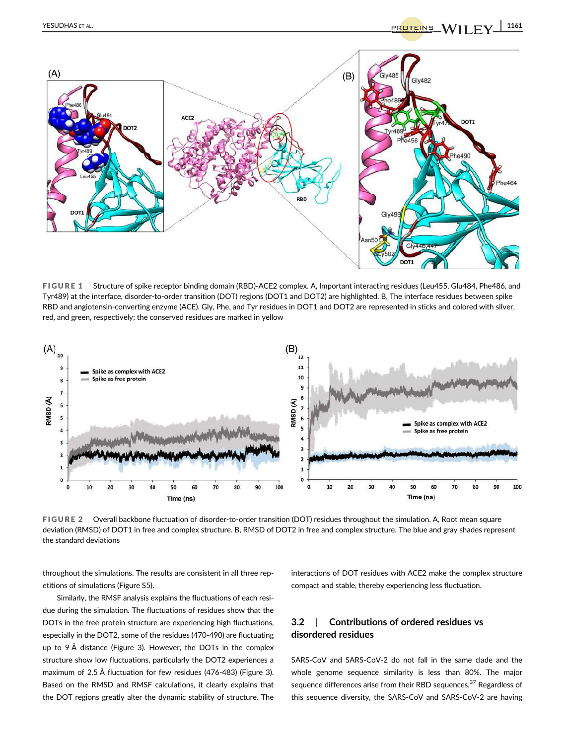FIGURE 1 Structure of spike receptor binding domain (RBD)-ACE2 complex. A, Important interacting residues (Leu455, Glu484, Phe486, and Tyr489) at the interface, disorder-to-order transition (DOT) regions (DOT1 and DOT2) are highlighted. B, The interface residues between spike RBD and angiotensin-converting enzyme (ACE). Gly, Phe, and Tyr residues in DOT1 and DOT2 are represented in sticks and colored with silver, red, and green, respectively; the conserved residues are marked in yellow

FIGURE 2 Overall backbone fluctuation of disorder-to-order transition (DOT) residues throughout the simulation. A, Root mean square deviation (RMSD) of DOT1 in free and complex structure. B, RMSD of DOT2 in free and complex structure. The blue and gray shades represent the standard deviations

throughout the simulations. The results are consistent in all three repetitions of simulations (Figure S5).

Similarly, the RMSF analysis explains the fluctuations of each residue during the simulation. The fluctuations of residues show that the DOTs in the free protein structure are experiencing high fluctuations, especially in the DOT2, some of the residues (470-490) are fluctuating up to 9 Å distance (Figure 3). However, the DOTs in the complex structure show low fluctuations, particularly the DOT2 experiences a maximum of 2.5 Å fluctuation for few residues (476-483) (Figure 3). Based on the RMSD and RMSF calculations, it clearly explains that the DOT regions greatly alter the dynamic stability of structure. The interactions of DOT residues with ACE2 make the complex structure compact and stable, thereby experiencing less fluctuation.

## 3.2 | Contributions of ordered residues vs disordered residues

SARS-CoV and SARS-CoV-2 do not fall in the same clade and the whole genome sequence similarity is less than 80%. The major sequence differences arise from their RBD sequences.[37] Regardless of this sequence diversity, the SARS-CoV and SARS-CoV-2 are having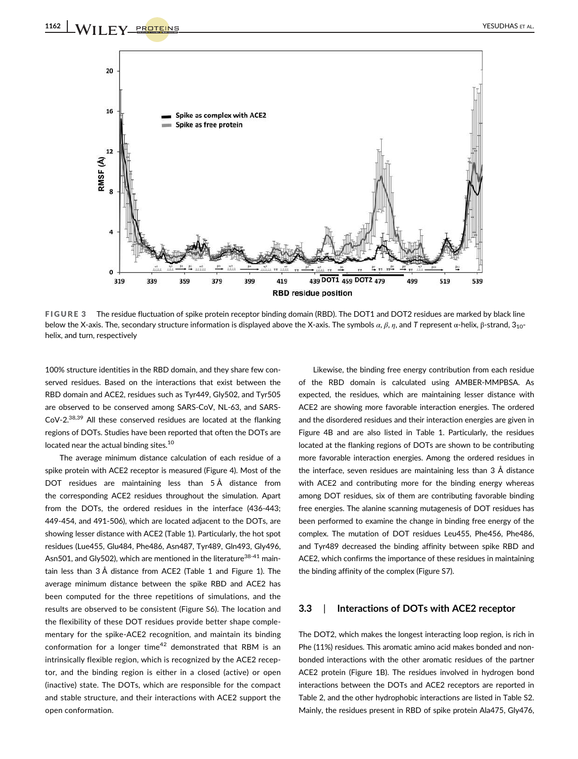FIGURE 3 The residue fluctuation of spike protein receptor binding domain (RBD). The DOT1 and DOT2 residues are marked by black line below the X-axis. The, the secondary structure information is displayed above the X-axis. The symbols $\alpha$, $\beta$, $\eta$, and $T$ represent α-helix, β-strand, $3_{10}$-helix, and turn, respectively

100% structure identities in the RBD domain, and they share few conserved residues. Based on the interactions that exist between the RBD domain and ACE2, residues such as Tyr449, Gly502, and Tyr505 are observed to be conserved among SARS-CoV, NL-63, and SARS-CoV-2.[38,39] All these conserved residues are located at the flanking regions of DOTs. Studies have been reported that often the DOTs are located near the actual binding sites.[10]

The average minimum distance calculation of each residue of a spike protein with ACE2 receptor is measured (Figure 4). Most of the DOT residues are maintaining less than 5 Å distance from the corresponding ACE2 residues throughout the simulation. Apart from the DOTs, the ordered residues in the interface (436-443; 449-454, and 491-506), which are located adjacent to the DOTs, are showing lesser distance with ACE2 (Table 1). Particularly, the hot spot residues (Lue455, Glu484, Phe486, Asn487, Tyr489, Gln493, Gly496, Asn501, and Gly502), which are mentioned in the literature[38-41] maintain less than 3 Å distance from ACE2 (Table 1 and Figure 1). The average minimum distance between the spike RBD and ACE2 has been computed for the three repetitions of simulations, and the results are observed to be consistent (Figure S6). The location and the flexibility of these DOT residues provide better shape complementary for the spike-ACE2 recognition, and maintain its binding conformation for a longer time[42] demonstrated that RBM is an intrinsically flexible region, which is recognized by the ACE2 receptor, and the binding region is either in a closed (active) or open (inactive) state. The DOTs, which are responsible for the compact and stable structure, and their interactions with ACE2 support the open conformation.

Likewise, the binding free energy contribution from each residue of the RBD domain is calculated using AMBER-MMPBSA. As expected, the residues, which are maintaining lesser distance with ACE2 are showing more favorable interaction energies. The ordered and the disordered residues and their interaction energies are given in Figure 4B and are also listed in Table 1. Particularly, the residues located at the flanking regions of DOTs are shown to be contributing more favorable interaction energies. Among the ordered residues in the interface, seven residues are maintaining less than 3 Å distance with ACE2 and contributing more for the binding energy whereas among DOT residues, six of them are contributing favorable binding free energies. The alanine scanning mutagenesis of DOT residues has been performed to examine the change in binding free energy of the complex. The mutation of DOT residues Leu455, Phe456, Phe486, and Tyr489 decreased the binding affinity between spike RBD and ACE2, which confirms the importance of these residues in maintaining the binding affinity of the complex (Figure S7).

### 3.3 | Interactions of DOTs with ACE2 receptor

The DOT2, which makes the longest interacting loop region, is rich in Phe (11%) residues. This aromatic amino acid makes bonded and non-bonded interactions with the other aromatic residues of the partner ACE2 protein (Figure 1B). The residues involved in hydrogen bond interactions between the DOTs and ACE2 receptors are reported in Table 2, and the other hydrophobic interactions are listed in Table S2. Mainly, the residues present in RBD of spike protein Ala475, Gly476,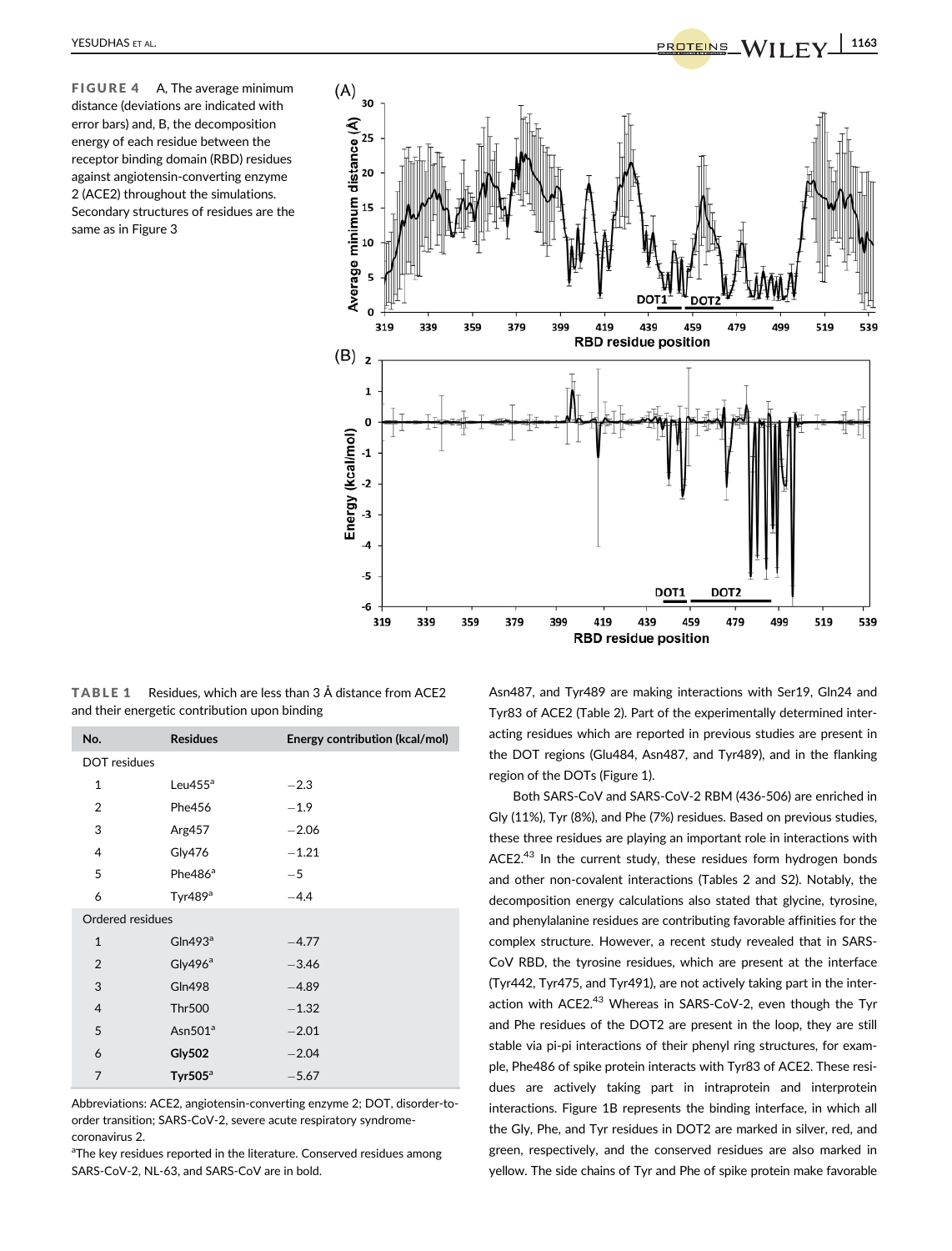**FIGURE 4** A, The average minimum distance (deviations are indicated with error bars) and, B, the decomposition energy of each residue between the receptor binding domain (RBD) residues against angiotensin-converting enzyme 2 (ACE2) throughout the simulations. Secondary structures of residues are the same as in Figure 3

**TABLE 1** Residues, which are less than 3 Å distance from ACE2 and their energetic contribution upon binding

| No. | Residues | Energy contribution (kcal/mol) |
|---|---|---|
| DOT residues | | |
| 1 | Leu455[a] | −2.3 |
| 2 | Phe456 | −1.9 |
| 3 | Arg457 | −2.06 |
| 4 | Gly476 | −1.21 |
| 5 | Phe486[a] | −5 |
| 6 | Tyr489[a] | −4.4 |
| Ordered residues | | |
| 1 | Gln493[a] | −4.77 |
| 2 | Gly496[a] | −3.46 |
| 3 | Gln498 | −4.89 |
| 4 | Thr500 | −1.32 |
| 5 | Asn501[a] | −2.01 |
| 6 | **Gly502** | −2.04 |
| 7 | **Tyr505**[a] | −5.67 |

Abbreviations: ACE2, angiotensin-converting enzyme 2; DOT, disorder-to-order transition; SARS-CoV-2, severe acute respiratory syndrome-coronavirus 2.

[a]The key residues reported in the literature. Conserved residues among SARS-CoV-2, NL-63, and SARS-CoV are in bold.

Asn487, and Tyr489 are making interactions with Ser19, Gln24 and Tyr83 of ACE2 (Table 2). Part of the experimentally determined interacting residues which are reported in previous studies are present in the DOT regions (Glu484, Asn487, and Tyr489), and in the flanking region of the DOTs (Figure 1).

Both SARS-CoV and SARS-CoV-2 RBM (436-506) are enriched in Gly (11%), Tyr (8%), and Phe (7%) residues. Based on previous studies, these three residues are playing an important role in interactions with ACE2.[43] In the current study, these residues form hydrogen bonds and other non-covalent interactions (Tables 2 and S2). Notably, the decomposition energy calculations also stated that glycine, tyrosine, and phenylalanine residues are contributing favorable affinities for the complex structure. However, a recent study revealed that in SARS-CoV RBD, the tyrosine residues, which are present at the interface (Tyr442, Tyr475, and Tyr491), are not actively taking part in the interaction with ACE2.[43] Whereas in SARS-CoV-2, even though the Tyr and Phe residues of the DOT2 are present in the loop, they are still stable via pi-pi interactions of their phenyl ring structures, for example, Phe486 of spike protein interacts with Tyr83 of ACE2. These residues are actively taking part in intraprotein and interprotein interactions. Figure 1B represents the binding interface, in which all the Gly, Phe, and Tyr residues in DOT2 are marked in silver, red, and green, respectively, and the conserved residues are also marked in yellow. The side chains of Tyr and Phe of spike protein make favorable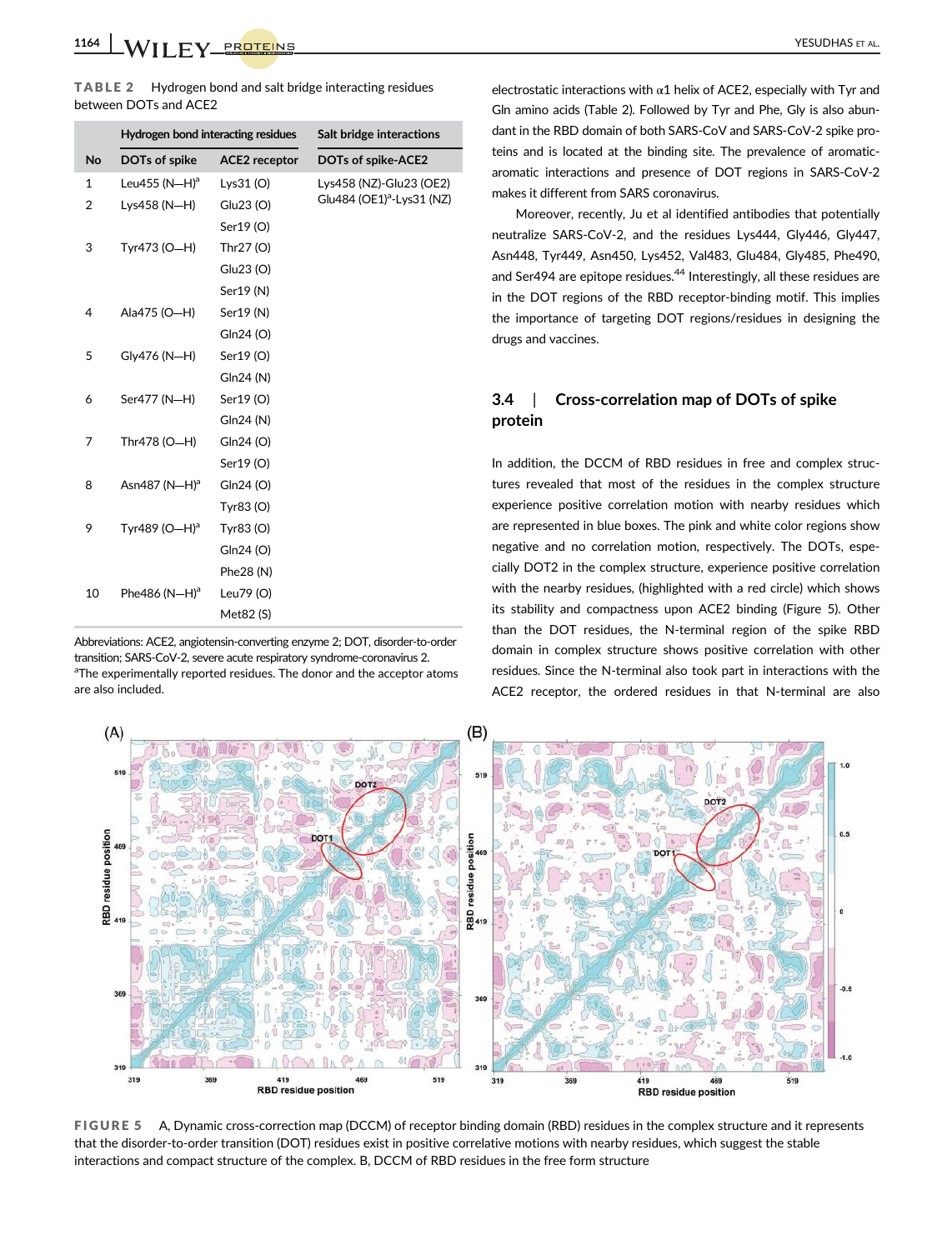**TABLE 2** Hydrogen bond and salt bridge interacting residues between DOTs and ACE2

| | Hydrogen bond interacting residues | | Salt bridge interactions |
|---|---|---|---|
| No | DOTs of spike | ACE2 receptor | DOTs of spike-ACE2 |
| 1 | Leu455 (N—H)[a] | Lys31 (O) | Lys458 (NZ)-Glu23 (OE2) |
| 2 | Lys458 (N—H) | Glu23 (O) | Glu484 (OE1)[a]-Lys31 (NZ) |
| | | Ser19 (O) | |
| 3 | Tyr473 (O—H) | Thr27 (O) | |
| | | Glu23 (O) | |
| | | Ser19 (N) | |
| 4 | Ala475 (O—H) | Ser19 (N) | |
| | | Gln24 (O) | |
| 5 | Gly476 (N—H) | Ser19 (O) | |
| | | Gln24 (N) | |
| 6 | Ser477 (N—H) | Ser19 (O) | |
| | | Gln24 (N) | |
| 7 | Thr478 (O—H) | Gln24 (O) | |
| | | Ser19 (O) | |
| 8 | Asn487 (N—H)[a] | Gln24 (O) | |
| | | Tyr83 (O) | |
| 9 | Tyr489 (O—H)[a] | Tyr83 (O) | |
| | | Gln24 (O) | |
| | | Phe28 (N) | |
| 10 | Phe486 (N—H)[a] | Leu79 (O) | |
| | | Met82 (S) | |

Abbreviations: ACE2, angiotensin-converting enzyme 2; DOT, disorder-to-order transition; SARS-CoV-2, severe acute respiratory syndrome-coronavirus 2.
[a]The experimentally reported residues. The donor and the acceptor atoms are also included.

electrostatic interactions with α1 helix of ACE2, especially with Tyr and Gln amino acids (Table 2). Followed by Tyr and Phe, Gly is also abundant in the RBD domain of both SARS-CoV and SARS-CoV-2 spike proteins and is located at the binding site. The prevalence of aromatic-aromatic interactions and presence of DOT regions in SARS-CoV-2 makes it different from SARS coronavirus.

Moreover, recently, Ju et al identified antibodies that potentially neutralize SARS-CoV-2, and the residues Lys444, Gly446, Gly447, Asn448, Tyr449, Asn450, Lys452, Val483, Glu484, Gly485, Phe490, and Ser494 are epitope residues.[44] Interestingly, all these residues are in the DOT regions of the RBD receptor-binding motif. This implies the importance of targeting DOT regions/residues in designing the drugs and vaccines.

### 3.4 | Cross-correlation map of DOTs of spike protein

In addition, the DCCM of RBD residues in free and complex structures revealed that most of the residues in the complex structure experience positive correlation motion with nearby residues which are represented in blue boxes. The pink and white color regions show negative and no correlation motion, respectively. The DOTs, especially DOT2 in the complex structure, experience positive correlation with the nearby residues, (highlighted with a red circle) which shows its stability and compactness upon ACE2 binding (Figure 5). Other than the DOT residues, the N-terminal region of the spike RBD domain in complex structure shows positive correlation with other residues. Since the N-terminal also took part in interactions with the ACE2 receptor, the ordered residues in that N-terminal are also

**FIGURE 5** A, Dynamic cross-correction map (DCCM) of receptor binding domain (RBD) residues in the complex structure and it represents that the disorder-to-order transition (DOT) residues exist in positive correlative motions with nearby residues, which suggest the stable interactions and compact structure of the complex. B, DCCM of RBD residues in the free form structure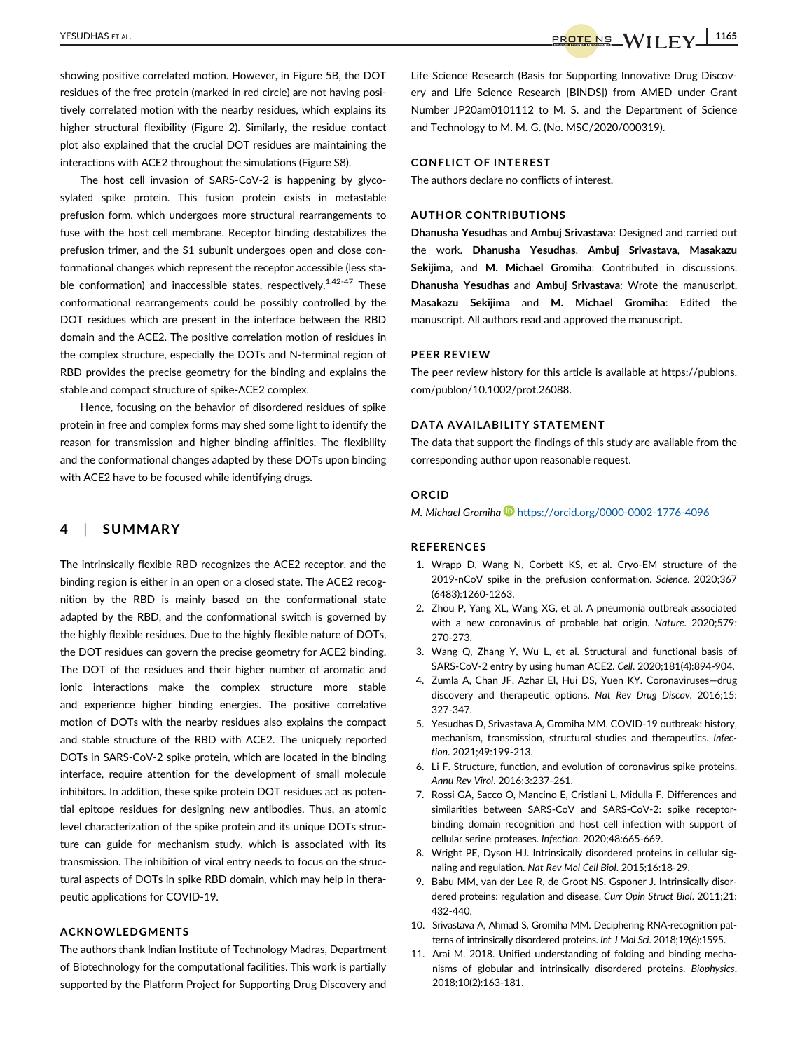showing positive correlated motion. However, in Figure 5B, the DOT residues of the free protein (marked in red circle) are not having positively correlated motion with the nearby residues, which explains its higher structural flexibility (Figure 2). Similarly, the residue contact plot also explained that the crucial DOT residues are maintaining the interactions with ACE2 throughout the simulations (Figure S8).

The host cell invasion of SARS-CoV-2 is happening by glycosylated spike protein. This fusion protein exists in metastable prefusion form, which undergoes more structural rearrangements to fuse with the host cell membrane. Receptor binding destabilizes the prefusion trimer, and the S1 subunit undergoes open and close conformational changes which represent the receptor accessible (less stable conformation) and inaccessible states, respectively.[1,42-47] These conformational rearrangements could be possibly controlled by the DOT residues which are present in the interface between the RBD domain and the ACE2. The positive correlation motion of residues in the complex structure, especially the DOTs and N-terminal region of RBD provides the precise geometry for the binding and explains the stable and compact structure of spike-ACE2 complex.

Hence, focusing on the behavior of disordered residues of spike protein in free and complex forms may shed some light to identify the reason for transmission and higher binding affinities. The flexibility and the conformational changes adapted by these DOTs upon binding with ACE2 have to be focused while identifying drugs.

## 4 | SUMMARY

The intrinsically flexible RBD recognizes the ACE2 receptor, and the binding region is either in an open or a closed state. The ACE2 recognition by the RBD is mainly based on the conformational state adapted by the RBD, and the conformational switch is governed by the highly flexible residues. Due to the highly flexible nature of DOTs, the DOT residues can govern the precise geometry for ACE2 binding. The DOT of the residues and their higher number of aromatic and ionic interactions make the complex structure more stable and experience higher binding energies. The positive correlative motion of DOTs with the nearby residues also explains the compact and stable structure of the RBD with ACE2. The uniquely reported DOTs in SARS-CoV-2 spike protein, which are located in the binding interface, require attention for the development of small molecule inhibitors. In addition, these spike protein DOT residues act as potential epitope residues for designing new antibodies. Thus, an atomic level characterization of the spike protein and its unique DOTs structure can guide for mechanism study, which is associated with its transmission. The inhibition of viral entry needs to focus on the structural aspects of DOTs in spike RBD domain, which may help in therapeutic applications for COVID-19.

### ACKNOWLEDGMENTS

The authors thank Indian Institute of Technology Madras, Department of Biotechnology for the computational facilities. This work is partially supported by the Platform Project for Supporting Drug Discovery and Life Science Research (Basis for Supporting Innovative Drug Discovery and Life Science Research [BINDS]) from AMED under Grant Number JP20am0101112 to M. S. and the Department of Science and Technology to M. M. G. (No. MSC/2020/000319).

### CONFLICT OF INTEREST

The authors declare no conflicts of interest.

### AUTHOR CONTRIBUTIONS

**Dhanusha Yesudhas** and **Ambuj Srivastava**: Designed and carried out the work. **Dhanusha Yesudhas**, **Ambuj Srivastava**, **Masakazu Sekijima**, and **M. Michael Gromiha**: Contributed in discussions. **Dhanusha Yesudhas** and **Ambuj Srivastava**: Wrote the manuscript. **Masakazu Sekijima** and **M. Michael Gromiha**: Edited the manuscript. All authors read and approved the manuscript.

### PEER REVIEW

The peer review history for this article is available at https://publons.com/publon/10.1002/prot.26088.

### DATA AVAILABILITY STATEMENT

The data that support the findings of this study are available from the corresponding author upon reasonable request.

### ORCID

*M. Michael Gromiha* https://orcid.org/0000-0002-1776-4096

### REFERENCES

1. Wrapp D, Wang N, Corbett KS, et al. Cryo-EM structure of the 2019-nCoV spike in the prefusion conformation. *Science*. 2020;367(6483):1260-1263.
2. Zhou P, Yang XL, Wang XG, et al. A pneumonia outbreak associated with a new coronavirus of probable bat origin. *Nature*. 2020;579:270-273.
3. Wang Q, Zhang Y, Wu L, et al. Structural and functional basis of SARS-CoV-2 entry by using human ACE2. *Cell*. 2020;181(4):894-904.
4. Zumla A, Chan JF, Azhar EI, Hui DS, Yuen KY. Coronaviruses—drug discovery and therapeutic options. *Nat Rev Drug Discov*. 2016;15:327-347.
5. Yesudhas D, Srivastava A, Gromiha MM. COVID-19 outbreak: history, mechanism, transmission, structural studies and therapeutics. *Infection*. 2021;49:199-213.
6. Li F. Structure, function, and evolution of coronavirus spike proteins. *Annu Rev Virol*. 2016;3:237-261.
7. Rossi GA, Sacco O, Mancino E, Cristiani L, Midulla F. Differences and similarities between SARS-CoV and SARS-CoV-2: spike receptor-binding domain recognition and host cell infection with support of cellular serine proteases. *Infection*. 2020;48:665-669.
8. Wright PE, Dyson HJ. Intrinsically disordered proteins in cellular signaling and regulation. *Nat Rev Mol Cell Biol*. 2015;16:18-29.
9. Babu MM, van der Lee R, de Groot NS, Gsponer J. Intrinsically disordered proteins: regulation and disease. *Curr Opin Struct Biol*. 2011;21:432-440.
10. Srivastava A, Ahmad S, Gromiha MM. Deciphering RNA-recognition patterns of intrinsically disordered proteins. *Int J Mol Sci*. 2018;19(6):1595.
11. Arai M. 2018. Unified understanding of folding and binding mechanisms of globular and intrinsically disordered proteins. *Biophysics*. 2018;10(2):163-181.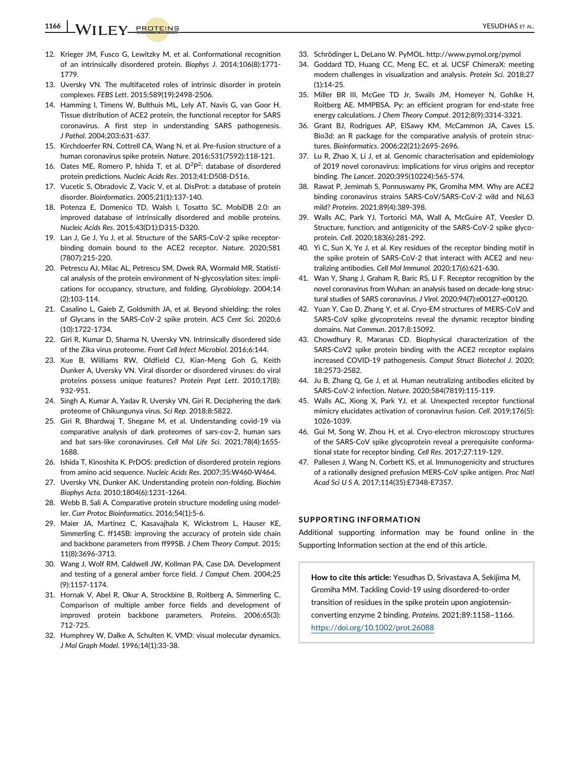12. Krieger JM, Fusco G, Lewitzky M, et al. Conformational recognition of an intrinsically disordered protein. *Biophys J*. 2014;106(8):1771-1779.
13. Uversky VN. The multifaceted roles of intrinsic disorder in protein complexes. *FEBS Lett*. 2015;589(19):2498-2506.
14. Hamming I, Timens W, Bulthuis ML, Lely AT, Navis G, van Goor H. Tissue distribution of ACE2 protein, the functional receptor for SARS coronavirus. A first step in understanding SARS pathogenesis. *J Pathol*. 2004;203:631-637.
15. Kirchdoerfer RN, Cottrell CA, Wang N, et al. Pre-fusion structure of a human coronavirus spike protein. *Nature*. 2016;531(7592):118-121.
16. Oates ME, Romero P, Ishida T, et al. $D^2P^2$: database of disordered protein predictions. *Nucleic Acids Res*. 2013;41:D508-D516.
17. Vucetic S, Obradovic Z, Vacic V, et al. DisProt: a database of protein disorder. *Bioinformatics*. 2005;21(1):137-140.
18. Potenza E, Domenico TD, Walsh I, Tosatto SC. MobiDB 2.0: an improved database of intrinsically disordered and mobile proteins. *Nucleic Acids Res*. 2015;43(D1):D315-D320.
19. Lan J, Ge J, Yu J, et al. Structure of the SARS-CoV-2 spike receptor-binding domain bound to the ACE2 receptor. *Nature*. 2020;581(7807):215-220.
20. Petrescu AJ, Milac AL, Petrescu SM, Dwek RA, Wormald MR. Statistical analysis of the protein environment of N-glycosylation sites: implications for occupancy, structure, and folding. *Glycobiology*. 2004;14(2):103-114.
21. Casalino L, Gaieb Z, Goldsmith JA, et al. Beyond shielding: the roles of Glycans in the SARS-CoV-2 spike protein. *ACS Cent Sci*. 2020;6(10):1722-1734.
22. Giri R, Kumar D, Sharma N, Uversky VN. Intrinsically disordered side of the Zika virus proteome. *Front Cell Infect Microbiol*. 2016;6:144.
23. Xue B, Williams RW, Oldfield CJ, Kian-Meng Goh G, Keith Dunker A, Uversky VN. Viral disorder or disordered viruses: do viral proteins possess unique features? *Protein Pept Lett*. 2010;17(8):932-951.
24. Singh A, Kumar A, Yadav R, Uversky VN, Giri R. Deciphering the dark proteome of Chikungunya virus. *Sci Rep*. 2018;8:5822.
25. Giri R, Bhardwaj T, Shegane M, et al. Understanding covid-19 via comparative analysis of dark proteomes of sars-cov-2, human sars and bat sars-like coronaviruses. *Cell Mol Life Sci*. 2021;78(4):1655-1688.
26. Ishida T, Kinoshita K. PrDOS: prediction of disordered protein regions from amino acid sequence. *Nucleic Acids Res*. 2007;35:W460-W464.
27. Uversky VN, Dunker AK. Understanding protein non-folding. *Biochim Biophys Acta*. 2010;1804(6):1231-1264.
28. Webb B, Sali A. Comparative protein structure modeling using modeller. *Curr Protoc Bioinformatics*. 2016;54(1):5-6.
29. Maier JA, Martinez C, Kasavajhala K, Wickstrom L, Hauser KE, Simmerling C. ff14SB: improving the accuracy of protein side chain and backbone parameters from ff99SB. *J Chem Theory Comput*. 2015;11(8):3696-3713.
30. Wang J, Wolf RM, Caldwell JW, Kollman PA, Case DA. Development and testing of a general amber force field. *J Comput Chem*. 2004;25(9):1157-1174.
31. Hornak V, Abel R, Okur A, Strockbine B, Roitberg A, Simmerling C. Comparison of multiple amber force fields and development of improved protein backbone parameters. *Proteins*. 2006;65(3):712-725.
32. Humphrey W, Dalke A, Schulten K. VMD: visual molecular dynamics. *J Mol Graph Model*. 1996;14(1):33-38.
33. Schrödinger L, DeLano W. PyMOL. http://www.pymol.org/pymol
34. Goddard TD, Huang CC, Meng EC, et al. UCSF ChimeraX: meeting modern challenges in visualization and analysis. *Protein Sci*. 2018;27(1):14-25.
35. Miller BR III, McGee TD Jr, Swails JM, Homeyer N, Gohlke H, Roitberg AE. MMPBSA. Py: an efficient program for end-state free energy calculations. *J Chem Theory Comput*. 2012;8(9):3314-3321.
36. Grant BJ, Rodrigues AP, ElSawy KM, McCammon JA, Caves LS. Bio3d: an R package for the comparative analysis of protein structures. *Bioinformatics*. 2006;22(21):2695-2696.
37. Lu R, Zhao X, Li J, et al. Genomic characterisation and epidemiology of 2019 novel coronavirus: implications for virus origins and receptor binding. *The Lancet*. 2020;395(10224):565-574.
38. Rawat P, Jemimah S, Ponnuswamy PK, Gromiha MM. Why are ACE2 binding coronavirus strains SARS-CoV/SARS-CoV-2 wild and NL63 mild? *Proteins*. 2021;89(4):389-398.
39. Walls AC, Park YJ, Tortorici MA, Wall A, McGuire AT, Veesler D. Structure, function, and antigenicity of the SARS-CoV-2 spike glycoprotein. *Cell*. 2020;183(6):281-292.
40. Yi C, Sun X, Ye J, et al. Key residues of the receptor binding motif in the spike protein of SARS-CoV-2 that interact with ACE2 and neutralizing antibodies. *Cell Mol Immunol*. 2020;17(6):621-630.
41. Wan Y, Shang J, Graham R, Baric RS, Li F. Receptor recognition by the novel coronavirus from Wuhan: an analysis based on decade-long structural studies of SARS coronavirus. *J Virol*. 2020;94(7):e00127-e00120.
42. Yuan Y, Cao D, Zhang Y, et al. Cryo-EM structures of MERS-CoV and SARS-CoV spike glycoproteins reveal the dynamic receptor binding domains. *Nat Commun*. 2017;8:15092.
43. Chowdhury R, Maranas CD. Biophysical characterization of the SARS-CoV2 spike protein binding with the ACE2 receptor explains increased COVID-19 pathogenesis. *Comput Struct Biotechol J*. 2020;18:2573-2582.
44. Ju B, Zhang Q, Ge J, et al. Human neutralizing antibodies elicited by SARS-CoV-2 infection. *Nature*. 2020;584(7819):115-119.
45. Walls AC, Xiong X, Park YJ, et al. Unexpected receptor functional mimicry elucidates activation of coronavirus fusion. *Cell*. 2019;176(5):1026-1039.
46. Gui M, Song W, Zhou H, et al. Cryo-electron microscopy structures of the SARS-CoV spike glycoprotein reveal a prerequisite conformational state for receptor binding. *Cell Res*. 2017;27:119-129.
47. Pallesen J, Wang N, Corbett KS, et al. Immunogenicity and structures of a rationally designed prefusion MERS-CoV spike antigen. *Proc Natl Acad Sci U S A*. 2017;114(35):E7348-E7357.

## SUPPORTING INFORMATION

Additional supporting information may be found online in the Supporting Information section at the end of this article.

**How to cite this article:** Yesudhas D, Srivastava A, Sekijima M, Gromiha MM. Tackling Covid-19 using disordered-to-order transition of residues in the spike protein upon angiotensin-converting enzyme 2 binding. *Proteins*. 2021;89:1158–1166. https://doi.org/10.1002/prot.26088